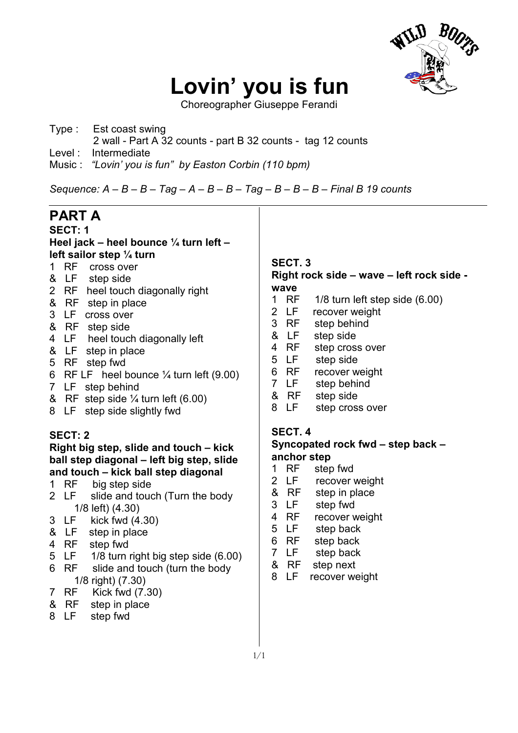# Lovin' you is fun

Choreographer Giuseppe Ferandi

Type : Est coast swing
2 wall - Part A 32 counts - part B 32 counts - tag 12 counts
Level : Intermediate
Music : *"Lovin' you is fun" by Easton Corbin (110 bpm)*

*Sequence: A – B – B – Tag – A – B – B – Tag – B – B – B – Final B 19 counts*

## PART A

### SECT: 1
**Heel jack – heel bounce ¼ turn left – left sailor step ¼ turn**

1 RF cross over
& LF step side
2 RF heel touch diagonally right
& RF step in place
3 LF cross over
& RF step side
4 LF heel touch diagonally left
& LF step in place
5 RF step fwd
6 RF LF heel bounce ¼ turn left (9.00)
7 LF step behind
& RF step side ¼ turn left (6.00)
8 LF step side slightly fwd

### SECT: 2
**Right big step, slide and touch – kick ball step diagonal – left big step, slide and touch – kick ball step diagonal**

1 RF big step side
2 LF slide and touch (Turn the body 1/8 left) (4.30)
3 LF kick fwd (4.30)
& LF step in place
4 RF step fwd
5 LF 1/8 turn right big step side (6.00)
6 RF slide and touch (turn the body 1/8 right) (7.30)
7 RF Kick fwd (7.30)
& RF step in place
8 LF step fwd

### SECT. 3
**Right rock side – wave – left rock side - wave**

1 RF 1/8 turn left step side (6.00)
2 LF recover weight
3 RF step behind
& LF step side
4 RF step cross over
5 LF step side
6 RF recover weight
7 LF step behind
& RF step side
8 LF step cross over

### SECT. 4
**Syncopated rock fwd – step back – anchor step**

1 RF step fwd
2 LF recover weight
& RF step in place
3 LF step fwd
4 RF recover weight
5 LF step back
6 RF step back
7 LF step back
& RF step next
8 LF recover weight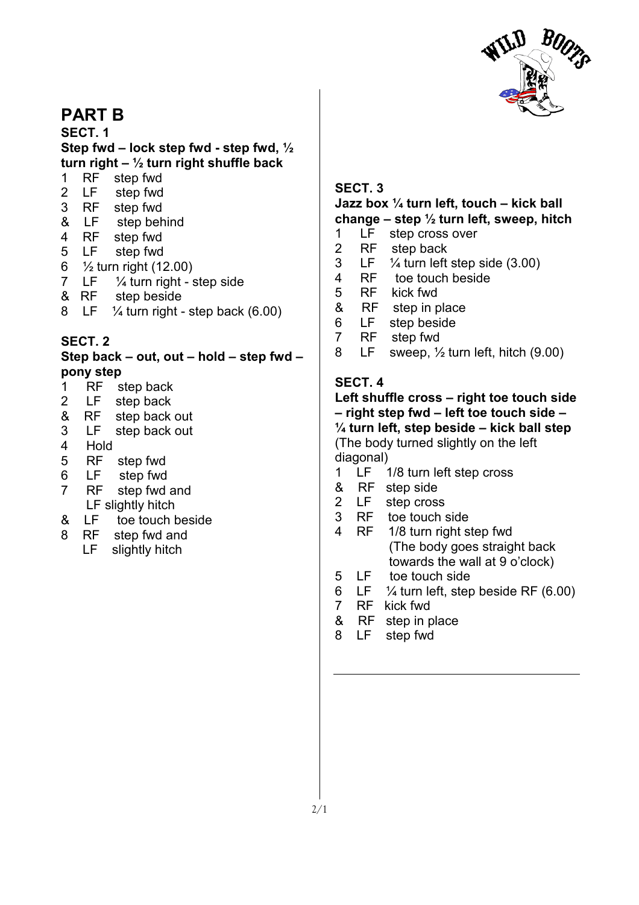# PART B

## SECT. 1

**Step fwd – lock step fwd - step fwd, ½ turn right – ½ turn right shuffle back**

1 RF step fwd
2 LF step fwd
3 RF step fwd
& LF step behind
4 RF step fwd
5 LF step fwd
6 ½ turn right (12.00)
7 LF ¼ turn right - step side
& RF step beside
8 LF ¼ turn right - step back (6.00)

## SECT. 2

**Step back – out, out – hold – step fwd – pony step**

1 RF step back
2 LF step back
& RF step back out
3 LF step back out
4 Hold
5 RF step fwd
6 LF step fwd
7 RF step fwd and LF slightly hitch
& LF toe touch beside
8 RF step fwd and LF slightly hitch

## SECT. 3

**Jazz box ¼ turn left, touch – kick ball change – step ½ turn left, sweep, hitch**

1 LF step cross over
2 RF step back
3 LF ¼ turn left step side (3.00)
4 RF toe touch beside
5 RF kick fwd
& RF step in place
6 LF step beside
7 RF step fwd
8 LF sweep, ½ turn left, hitch (9.00)

## SECT. 4

**Left shuffle cross – right toe touch side – right step fwd – left toe touch side – ¼ turn left, step beside – kick ball step**

(The body turned slightly on the left diagonal)

1 LF 1/8 turn left step cross
& RF step side
2 LF step cross
3 RF toe touch side
4 RF 1/8 turn right step fwd (The body goes straight back towards the wall at 9 o'clock)
5 LF toe touch side
6 LF ¼ turn left, step beside RF (6.00)
7 RF kick fwd
& RF step in place
8 LF step fwd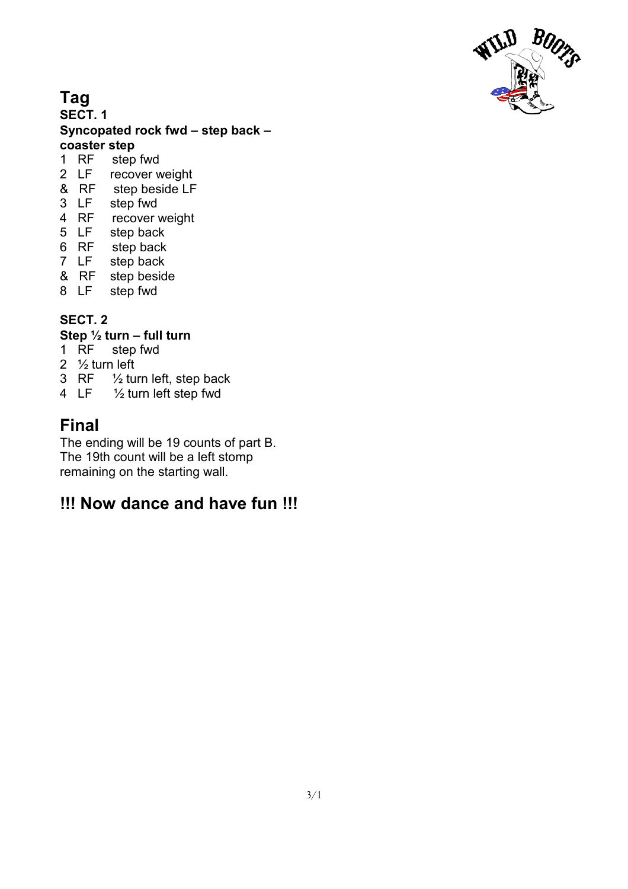# Tag

**SECT. 1**

**Syncopated rock fwd – step back – coaster step**

1 RF step fwd
2 LF recover weight
& RF step beside LF
3 LF step fwd
4 RF recover weight
5 LF step back
6 RF step back
7 LF step back
& RF step beside
8 LF step fwd

**SECT. 2**

**Step ½ turn – full turn**

1 RF step fwd
2 ½ turn left
3 RF ½ turn left, step back
4 LF ½ turn left step fwd

# Final

The ending will be 19 counts of part B.
The 19th count will be a left stomp remaining on the starting wall.

## !!! Now dance and have fun !!!